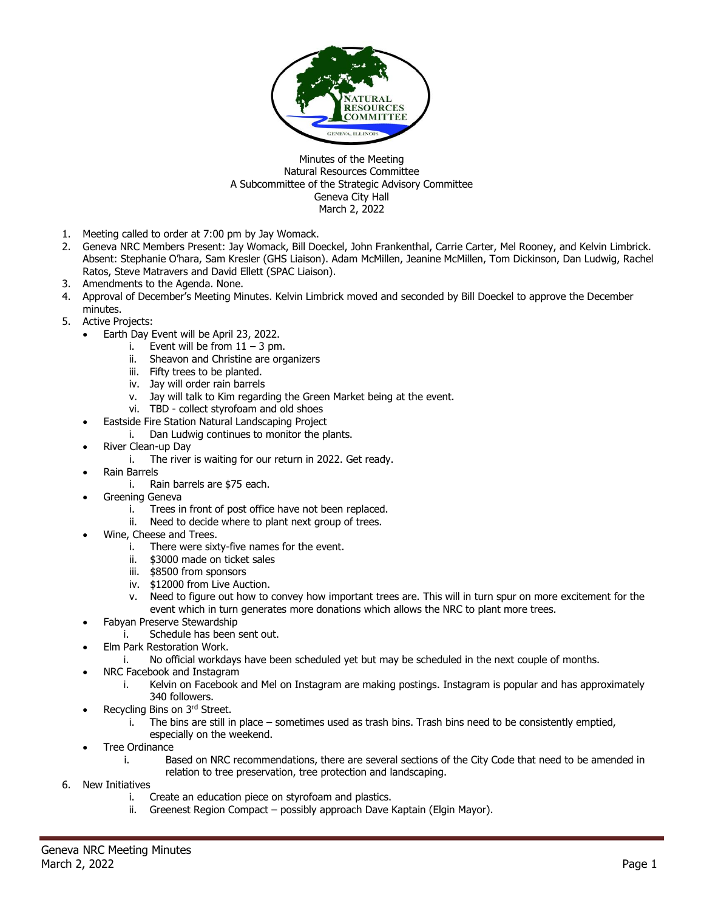Minutes of the Meeting
Natural Resources Committee
A Subcommittee of the Strategic Advisory Committee
Geneva City Hall
March 2, 2022

1. Meeting called to order at 7:00 pm by Jay Womack.
2. Geneva NRC Members Present: Jay Womack, Bill Doeckel, John Frankenthal, Carrie Carter, Mel Rooney, and Kelvin Limbrick. Absent: Stephanie O'hara, Sam Kresler (GHS Liaison). Adam McMillen, Jeanine McMillen, Tom Dickinson, Dan Ludwig, Rachel Ratos, Steve Matravers and David Ellett (SPAC Liaison).
3. Amendments to the Agenda. None.
4. Approval of December's Meeting Minutes. Kelvin Limbrick moved and seconded by Bill Doeckel to approve the December minutes.
5. Active Projects:
   - Earth Day Event will be April 23, 2022.
     - i. Event will be from 11 – 3 pm.
     - ii. Sheavon and Christine are organizers
     - iii. Fifty trees to be planted.
     - iv. Jay will order rain barrels
     - v. Jay will talk to Kim regarding the Green Market being at the event.
     - vi. TBD - collect styrofoam and old shoes
   - Eastside Fire Station Natural Landscaping Project
     - i. Dan Ludwig continues to monitor the plants.
   - River Clean-up Day
     - i. The river is waiting for our return in 2022. Get ready.
   - Rain Barrels
     - i. Rain barrels are $75 each.
   - Greening Geneva
     - i. Trees in front of post office have not been replaced.
     - ii. Need to decide where to plant next group of trees.
   - Wine, Cheese and Trees.
     - i. There were sixty-five names for the event.
     - ii. $3000 made on ticket sales
     - iii. $8500 from sponsors
     - iv. $12000 from Live Auction.
     - v. Need to figure out how to convey how important trees are. This will in turn spur on more excitement for the event which in turn generates more donations which allows the NRC to plant more trees.
   - Fabyan Preserve Stewardship
     - i. Schedule has been sent out.
   - Elm Park Restoration Work.
     - i. No official workdays have been scheduled yet but may be scheduled in the next couple of months.
   - NRC Facebook and Instagram
     - i. Kelvin on Facebook and Mel on Instagram are making postings. Instagram is popular and has approximately 340 followers.
   - Recycling Bins on 3rd Street.
     - i. The bins are still in place – sometimes used as trash bins. Trash bins need to be consistently emptied, especially on the weekend.
   - Tree Ordinance
     - i. Based on NRC recommendations, there are several sections of the City Code that need to be amended in relation to tree preservation, tree protection and landscaping.
6. New Initiatives
   - i. Create an education piece on styrofoam and plastics.
   - ii. Greenest Region Compact – possibly approach Dave Kaptain (Elgin Mayor).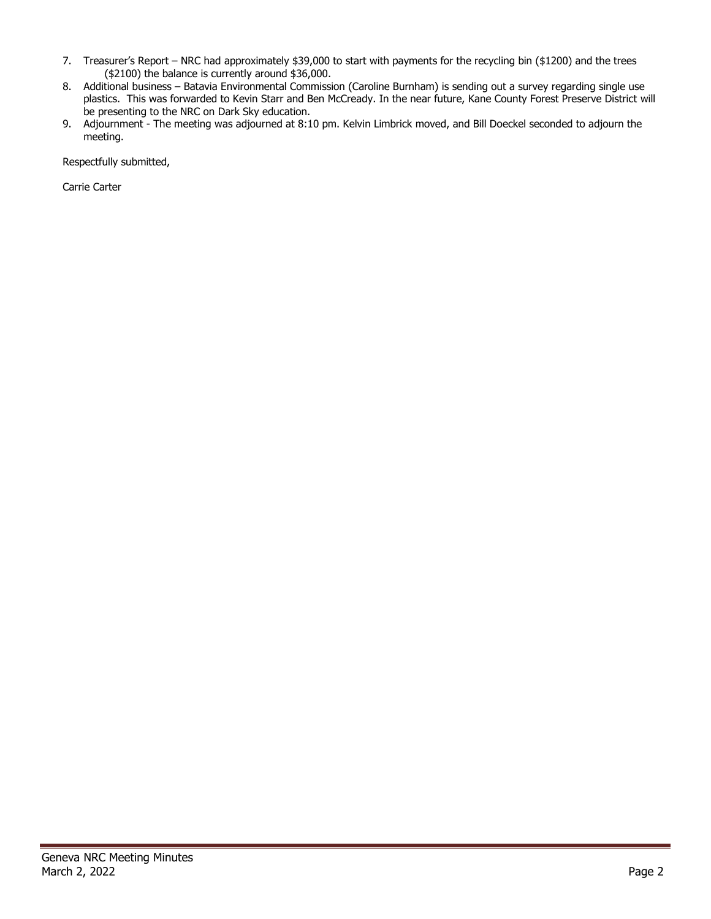7. Treasurer's Report – NRC had approximately $39,000 to start with payments for the recycling bin ($1200) and the trees ($2100) the balance is currently around $36,000.
8. Additional business – Batavia Environmental Commission (Caroline Burnham) is sending out a survey regarding single use plastics. This was forwarded to Kevin Starr and Ben McCready. In the near future, Kane County Forest Preserve District will be presenting to the NRC on Dark Sky education.
9. Adjournment - The meeting was adjourned at 8:10 pm. Kelvin Limbrick moved, and Bill Doeckel seconded to adjourn the meeting.

Respectfully submitted,

Carrie Carter